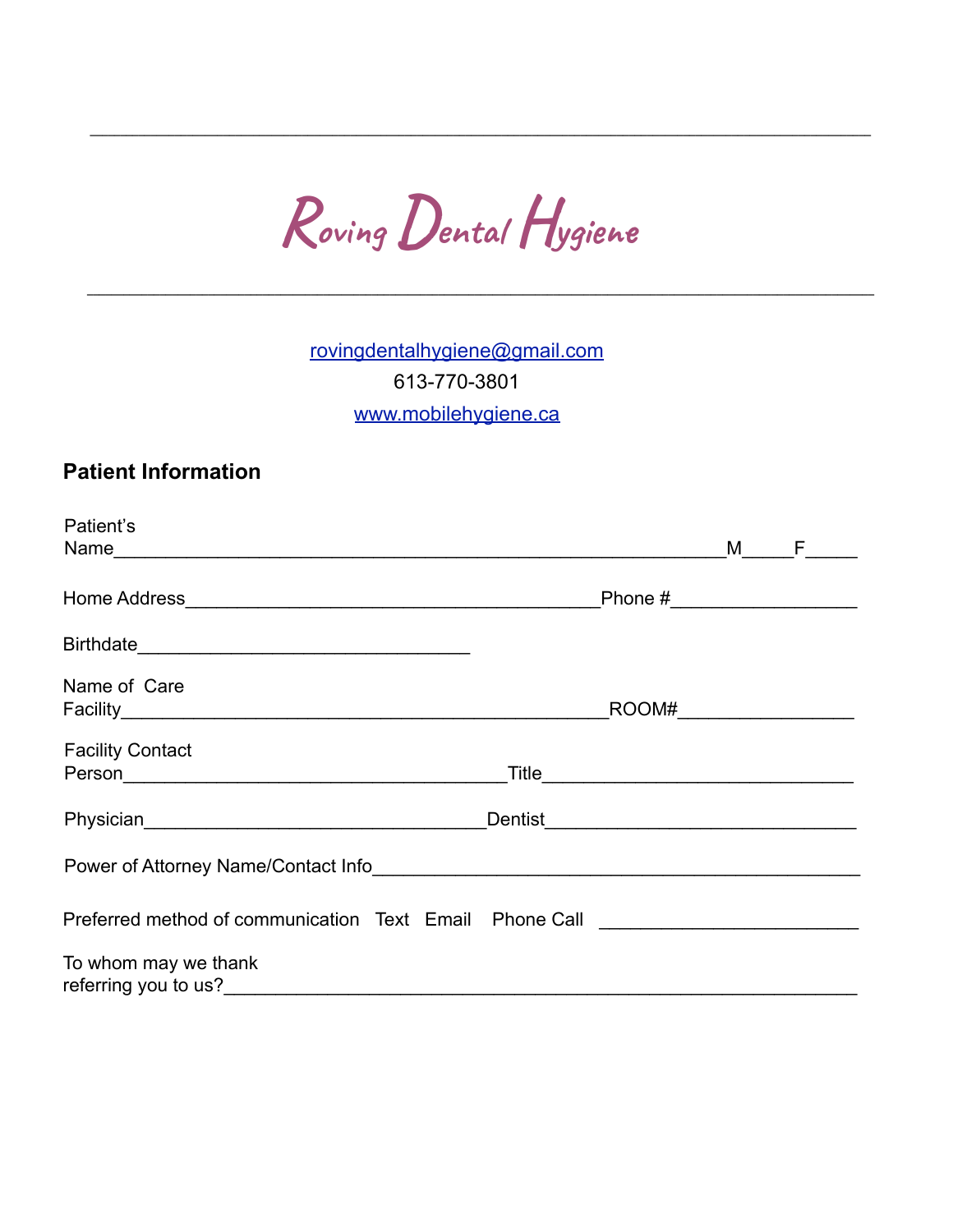---

# Roving Dental Hygiene

---

rovingdentalhygiene@gmail.com

613-770-3801

www.mobilehygiene.ca

## Patient Information

Patient's Name_______________________________________________________M_____F_____

Home Address________________________________________Phone #__________________

Birthdate________________________________

Name of Care Facility_______________________________________________ROOM#_________________

Facility Contact Person_____________________________________Title______________________________

Physician_________________________________Dentist______________________________

Power of Attorney Name/Contact Info_______________________________________________

Preferred method of communication Text Email Phone Call _________________________

To whom may we thank referring you to us?______________________________________________________________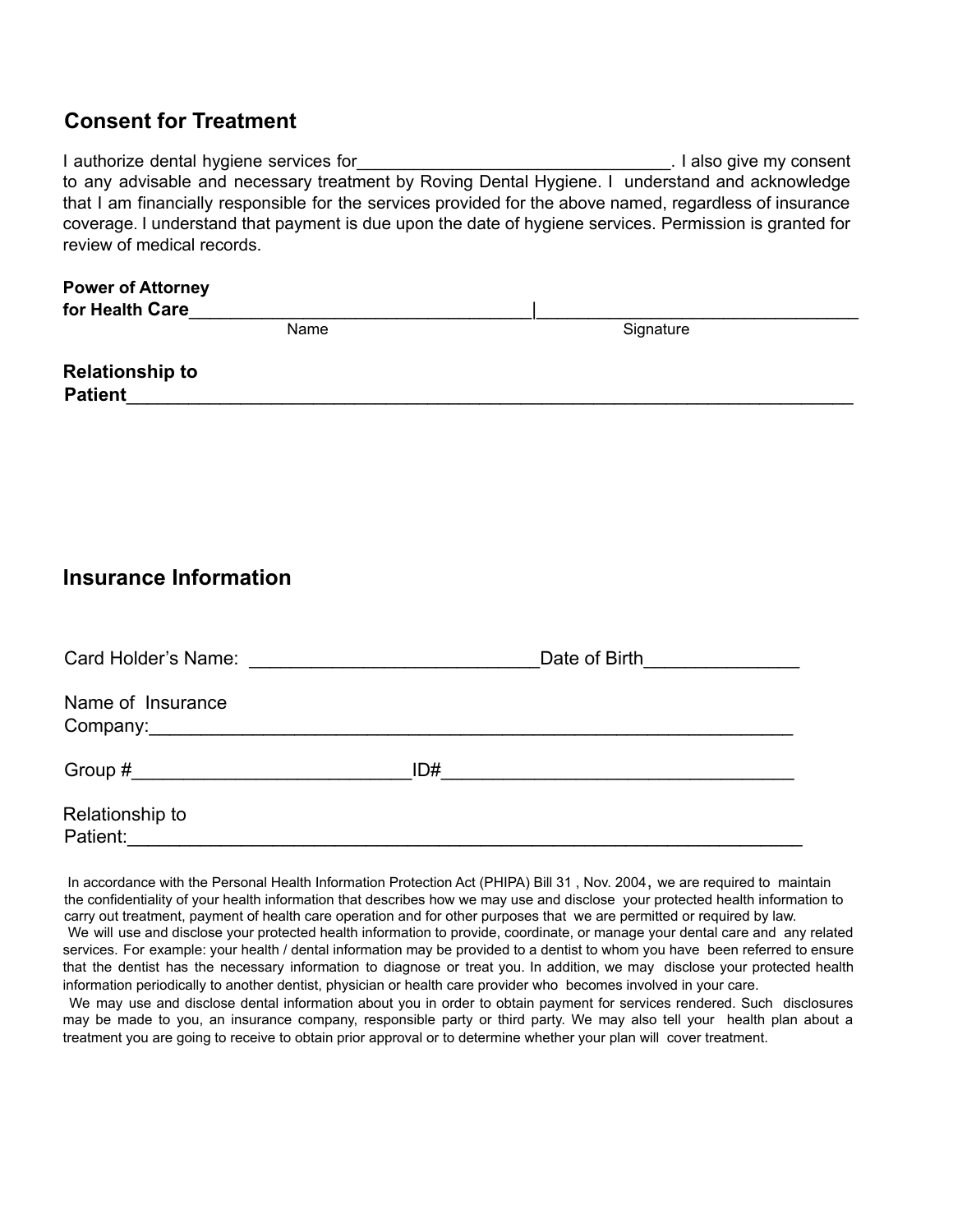## Consent for Treatment

I authorize dental hygiene services for________________________________. I also give my consent to any advisable and necessary treatment by Roving Dental Hygiene. I understand and acknowledge that I am financially responsible for the services provided for the above named, regardless of insurance coverage. I understand that payment is due upon the date of hygiene services. Permission is granted for review of medical records.

**Power of Attorney for Health Care**__________________________________|________________________________

Name Signature

**Relationship to Patient**________________________________________________________________________

## Insurance Information

Card Holder's Name: _____________________________Date of Birth_______________

Name of Insurance Company:________________________________________________________________

Group #___________________________ID#__________________________________

Relationship to Patient:________________________________________________________________

In accordance with the Personal Health Information Protection Act (PHIPA) Bill 31 , Nov. 2004, we are required to maintain the confidentiality of your health information that describes how we may use and disclose your protected health information to carry out treatment, payment of health care operation and for other purposes that we are permitted or required by law.

We will use and disclose your protected health information to provide, coordinate, or manage your dental care and any related services. For example: your health / dental information may be provided to a dentist to whom you have been referred to ensure that the dentist has the necessary information to diagnose or treat you. In addition, we may disclose your protected health information periodically to another dentist, physician or health care provider who becomes involved in your care.

We may use and disclose dental information about you in order to obtain payment for services rendered. Such disclosures may be made to you, an insurance company, responsible party or third party. We may also tell your health plan about a treatment you are going to receive to obtain prior approval or to determine whether your plan will cover treatment.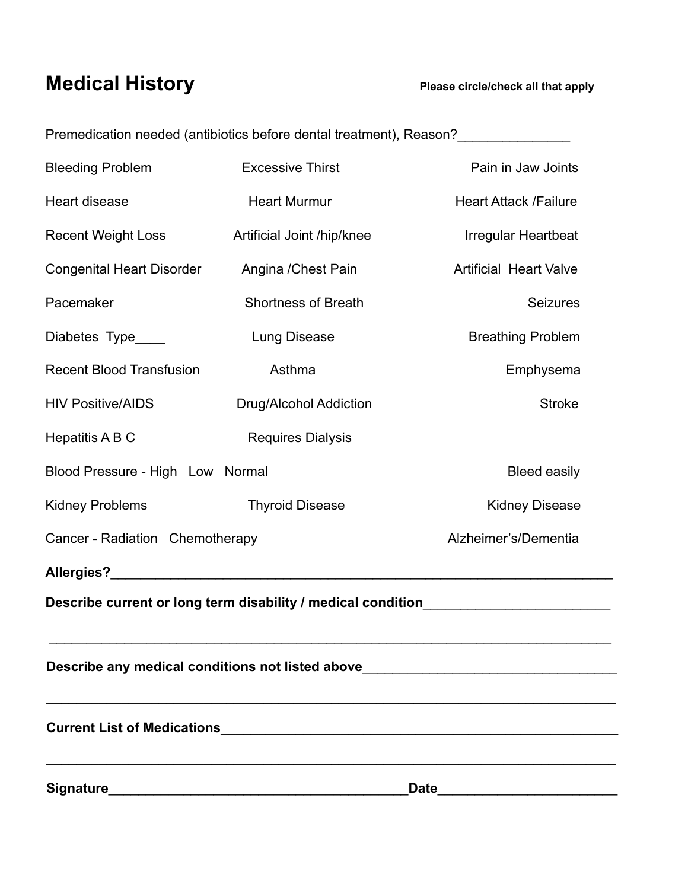## Medical History

**Please circle/check all that apply**

Premedication needed (antibiotics before dental treatment), Reason?_______________

| | | |
|---|---|---|
| Bleeding Problem | Excessive Thirst | Pain in Jaw Joints |
| Heart disease | Heart Murmur | Heart Attack /Failure |
| Recent Weight Loss | Artificial Joint /hip/knee | Irregular Heartbeat |
| Congenital Heart Disorder | Angina /Chest Pain | Artificial Heart Valve |
| Pacemaker | Shortness of Breath | Seizures |
| Diabetes Type____ | Lung Disease | Breathing Problem |
| Recent Blood Transfusion | Asthma | Emphysema |
| HIV Positive/AIDS | Drug/Alcohol Addiction | Stroke |
| Hepatitis A B C | Requires Dialysis | |
| Blood Pressure - High Low Normal | | Bleed easily |
| Kidney Problems | Thyroid Disease | Kidney Disease |
| Cancer - Radiation Chemotherapy | | Alzheimer's/Dementia |

**Allergies?**_____________________________________________________________________

**Describe current or long term disability / medical condition**_________________________

_____________________________________________________________________________

**Describe any medical conditions not listed above**__________________________________

_____________________________________________________________________________

**Current List of Medications**_____________________________________________________

_____________________________________________________________________________

**Signature**________________________________________**Date**________________________